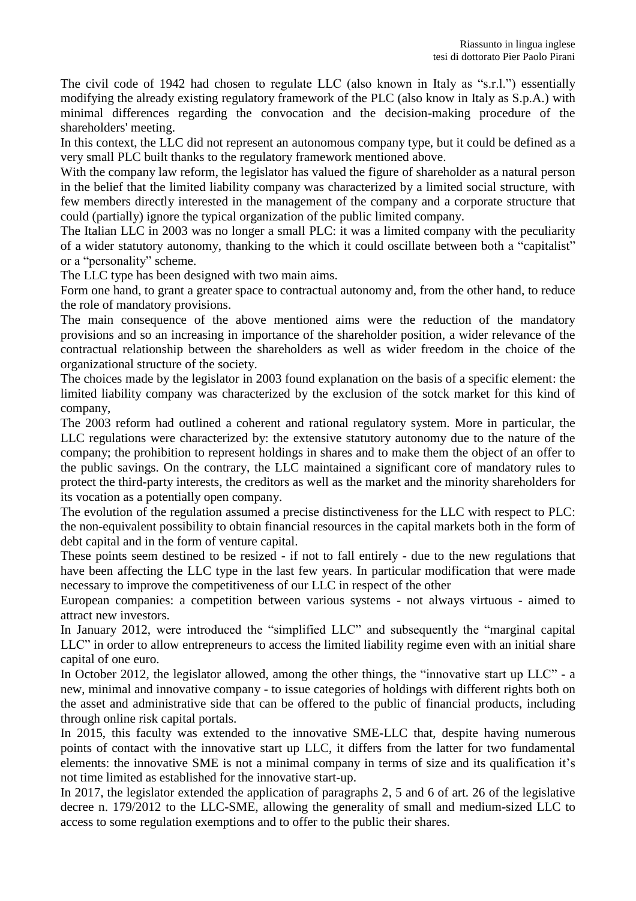The civil code of 1942 had chosen to regulate LLC (also known in Italy as "s.r.l.") essentially modifying the already existing regulatory framework of the PLC (also know in Italy as S.p.A.) with minimal differences regarding the convocation and the decision-making procedure of the shareholders' meeting.

In this context, the LLC did not represent an autonomous company type, but it could be defined as a very small PLC built thanks to the regulatory framework mentioned above.

With the company law reform, the legislator has valued the figure of shareholder as a natural person in the belief that the limited liability company was characterized by a limited social structure, with few members directly interested in the management of the company and a corporate structure that could (partially) ignore the typical organization of the public limited company.

The Italian LLC in 2003 was no longer a small PLC: it was a limited company with the peculiarity of a wider statutory autonomy, thanking to the which it could oscillate between both a "capitalist" or a "personality" scheme.

The LLC type has been designed with two main aims.

Form one hand, to grant a greater space to contractual autonomy and, from the other hand, to reduce the role of mandatory provisions.

The main consequence of the above mentioned aims were the reduction of the mandatory provisions and so an increasing in importance of the shareholder position, a wider relevance of the contractual relationship between the shareholders as well as wider freedom in the choice of the organizational structure of the society.

The choices made by the legislator in 2003 found explanation on the basis of a specific element: the limited liability company was characterized by the exclusion of the sotck market for this kind of company,

The 2003 reform had outlined a coherent and rational regulatory system. More in particular, the LLC regulations were characterized by: the extensive statutory autonomy due to the nature of the company; the prohibition to represent holdings in shares and to make them the object of an offer to the public savings. On the contrary, the LLC maintained a significant core of mandatory rules to protect the third-party interests, the creditors as well as the market and the minority shareholders for its vocation as a potentially open company.

The evolution of the regulation assumed a precise distinctiveness for the LLC with respect to PLC: the non-equivalent possibility to obtain financial resources in the capital markets both in the form of debt capital and in the form of venture capital.

These points seem destined to be resized - if not to fall entirely - due to the new regulations that have been affecting the LLC type in the last few years. In particular modification that were made necessary to improve the competitiveness of our LLC in respect of the other European companies: a competition between various systems - not always virtuous - aimed to attract new investors.

In January 2012, were introduced the "simplified LLC" and subsequently the "marginal capital LLC" in order to allow entrepreneurs to access the limited liability regime even with an initial share capital of one euro.

In October 2012, the legislator allowed, among the other things, the "innovative start up LLC" - a new, minimal and innovative company - to issue categories of holdings with different rights both on the asset and administrative side that can be offered to the public of financial products, including through online risk capital portals.

In 2015, this faculty was extended to the innovative SME-LLC that, despite having numerous points of contact with the innovative start up LLC, it differs from the latter for two fundamental elements: the innovative SME is not a minimal company in terms of size and its qualification it's not time limited as established for the innovative start-up.

In 2017, the legislator extended the application of paragraphs 2, 5 and 6 of art. 26 of the legislative decree n. 179/2012 to the LLC-SME, allowing the generality of small and medium-sized LLC to access to some regulation exemptions and to offer to the public their shares.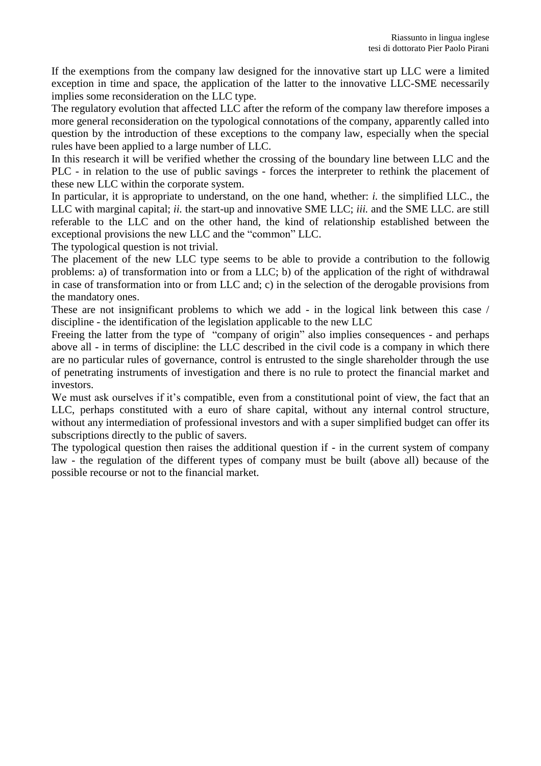If the exemptions from the company law designed for the innovative start up LLC were a limited exception in time and space, the application of the latter to the innovative LLC-SME necessarily implies some reconsideration on the LLC type.

The regulatory evolution that affected LLC after the reform of the company law therefore imposes a more general reconsideration on the typological connotations of the company, apparently called into question by the introduction of these exceptions to the company law, especially when the special rules have been applied to a large number of LLC.

In this research it will be verified whether the crossing of the boundary line between LLC and the PLC - in relation to the use of public savings - forces the interpreter to rethink the placement of these new LLC within the corporate system.

In particular, it is appropriate to understand, on the one hand, whether: *i.* the simplified LLC., the LLC with marginal capital; *ii.* the start-up and innovative SME LLC; *iii.* and the SME LLC. are still referable to the LLC and on the other hand, the kind of relationship established between the exceptional provisions the new LLC and the "common" LLC.

The typological question is not trivial.

The placement of the new LLC type seems to be able to provide a contribution to the followig problems: a) of transformation into or from a LLC; b) of the application of the right of withdrawal in case of transformation into or from LLC and; c) in the selection of the derogable provisions from the mandatory ones.

These are not insignificant problems to which we add - in the logical link between this case / discipline - the identification of the legislation applicable to the new LLC

Freeing the latter from the type of "company of origin" also implies consequences - and perhaps above all - in terms of discipline: the LLC described in the civil code is a company in which there are no particular rules of governance, control is entrusted to the single shareholder through the use of penetrating instruments of investigation and there is no rule to protect the financial market and investors.

We must ask ourselves if it's compatible, even from a constitutional point of view, the fact that an LLC, perhaps constituted with a euro of share capital, without any internal control structure, without any intermediation of professional investors and with a super simplified budget can offer its subscriptions directly to the public of savers.

The typological question then raises the additional question if - in the current system of company law - the regulation of the different types of company must be built (above all) because of the possible recourse or not to the financial market.